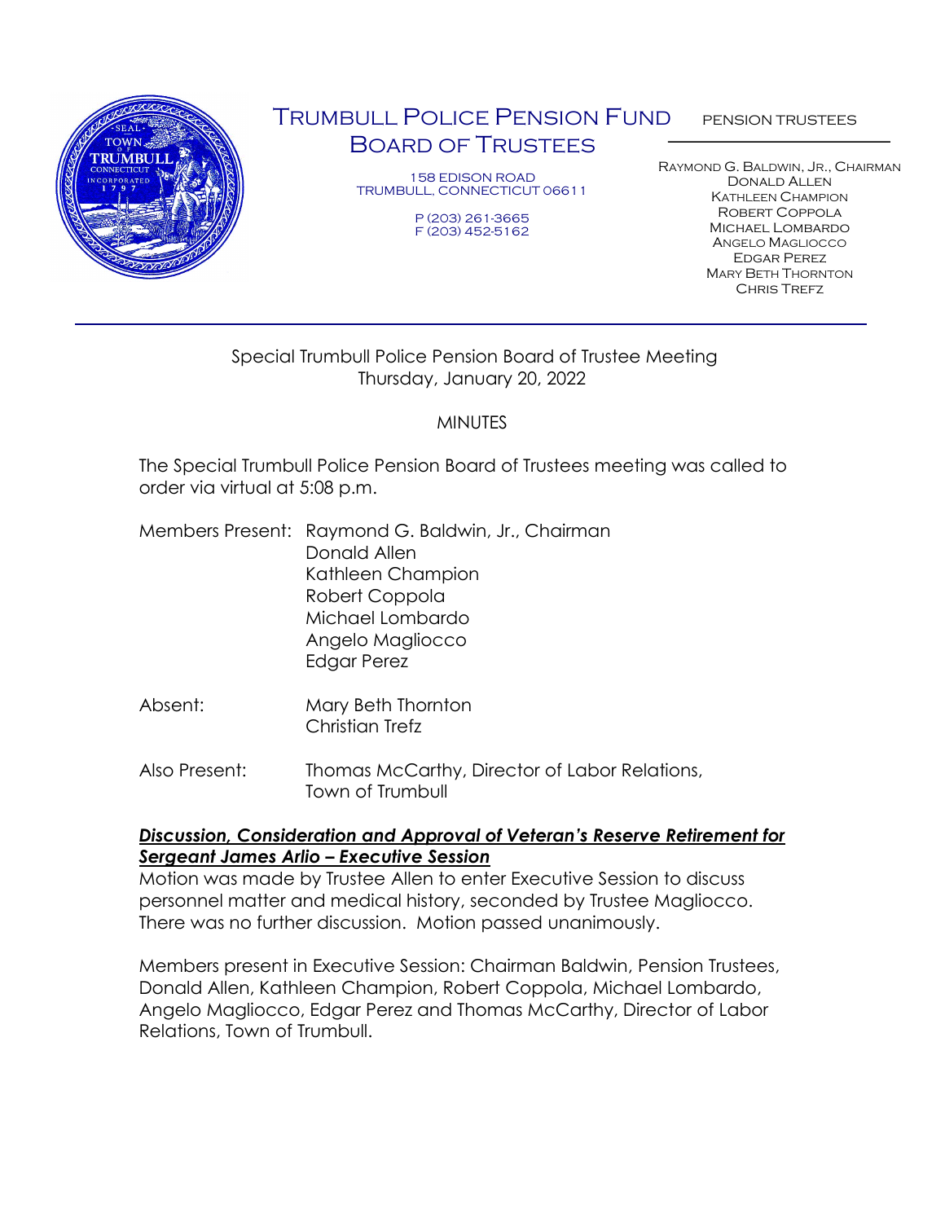# Trumbull Police Pension Fund
## Board of Trustees

158 EDISON ROAD
TRUMBULL, CONNECTICUT 06611

P (203) 261-3665
F (203) 452-5162

PENSION TRUSTEES

Raymond G. Baldwin, Jr., Chairman
Donald Allen
Kathleen Champion
Robert Coppola
Michael Lombardo
Angelo Magliocco
Edgar Perez
Mary Beth Thornton
Chris Trefz

---

Special Trumbull Police Pension Board of Trustee Meeting
Thursday, January 20, 2022

MINUTES

The Special Trumbull Police Pension Board of Trustees meeting was called to order via virtual at 5:08 p.m.

Members Present: Raymond G. Baldwin, Jr., Chairman
Donald Allen
Kathleen Champion
Robert Coppola
Michael Lombardo
Angelo Magliocco
Edgar Perez

Absent: Mary Beth Thornton
Christian Trefz

Also Present: Thomas McCarthy, Director of Labor Relations, Town of Trumbull

***Discussion, Consideration and Approval of Veteran's Reserve Retirement for Sergeant James Arlio – Executive Session***

Motion was made by Trustee Allen to enter Executive Session to discuss personnel matter and medical history, seconded by Trustee Magliocco. There was no further discussion. Motion passed unanimously.

Members present in Executive Session: Chairman Baldwin, Pension Trustees, Donald Allen, Kathleen Champion, Robert Coppola, Michael Lombardo, Angelo Magliocco, Edgar Perez and Thomas McCarthy, Director of Labor Relations, Town of Trumbull.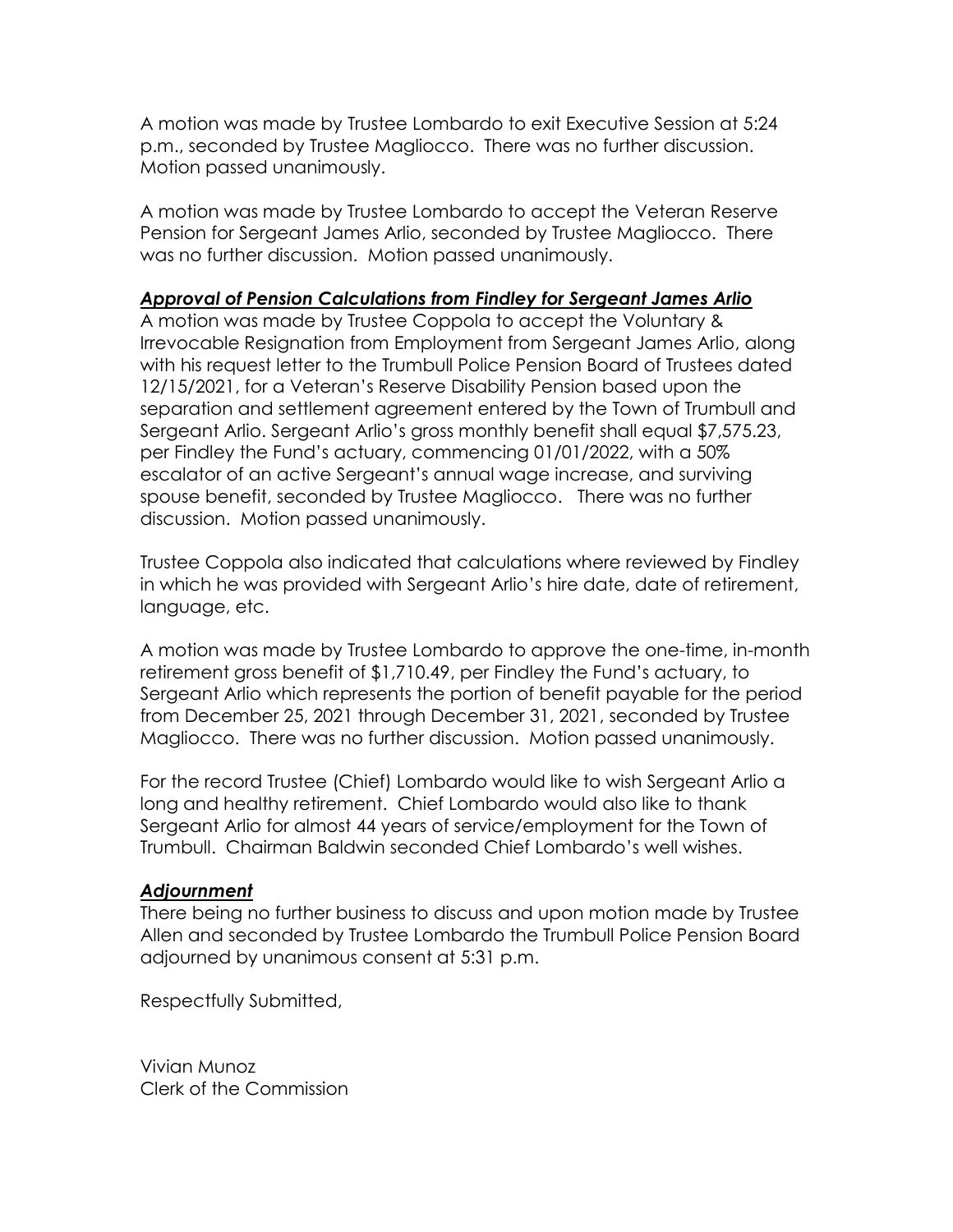A motion was made by Trustee Lombardo to exit Executive Session at 5:24 p.m., seconded by Trustee Magliocco. There was no further discussion. Motion passed unanimously.

A motion was made by Trustee Lombardo to accept the Veteran Reserve Pension for Sergeant James Arlio, seconded by Trustee Magliocco. There was no further discussion. Motion passed unanimously.

***Approval of Pension Calculations from Findley for Sergeant James Arlio***

A motion was made by Trustee Coppola to accept the Voluntary & Irrevocable Resignation from Employment from Sergeant James Arlio, along with his request letter to the Trumbull Police Pension Board of Trustees dated 12/15/2021, for a Veteran's Reserve Disability Pension based upon the separation and settlement agreement entered by the Town of Trumbull and Sergeant Arlio. Sergeant Arlio's gross monthly benefit shall equal $7,575.23, per Findley the Fund's actuary, commencing 01/01/2022, with a 50% escalator of an active Sergeant's annual wage increase, and surviving spouse benefit, seconded by Trustee Magliocco. There was no further discussion. Motion passed unanimously.

Trustee Coppola also indicated that calculations where reviewed by Findley in which he was provided with Sergeant Arlio's hire date, date of retirement, language, etc.

A motion was made by Trustee Lombardo to approve the one-time, in-month retirement gross benefit of $1,710.49, per Findley the Fund's actuary, to Sergeant Arlio which represents the portion of benefit payable for the period from December 25, 2021 through December 31, 2021, seconded by Trustee Magliocco. There was no further discussion. Motion passed unanimously.

For the record Trustee (Chief) Lombardo would like to wish Sergeant Arlio a long and healthy retirement. Chief Lombardo would also like to thank Sergeant Arlio for almost 44 years of service/employment for the Town of Trumbull. Chairman Baldwin seconded Chief Lombardo's well wishes.

***Adjournment***

There being no further business to discuss and upon motion made by Trustee Allen and seconded by Trustee Lombardo the Trumbull Police Pension Board adjourned by unanimous consent at 5:31 p.m.

Respectfully Submitted,

Vivian Munoz
Clerk of the Commission